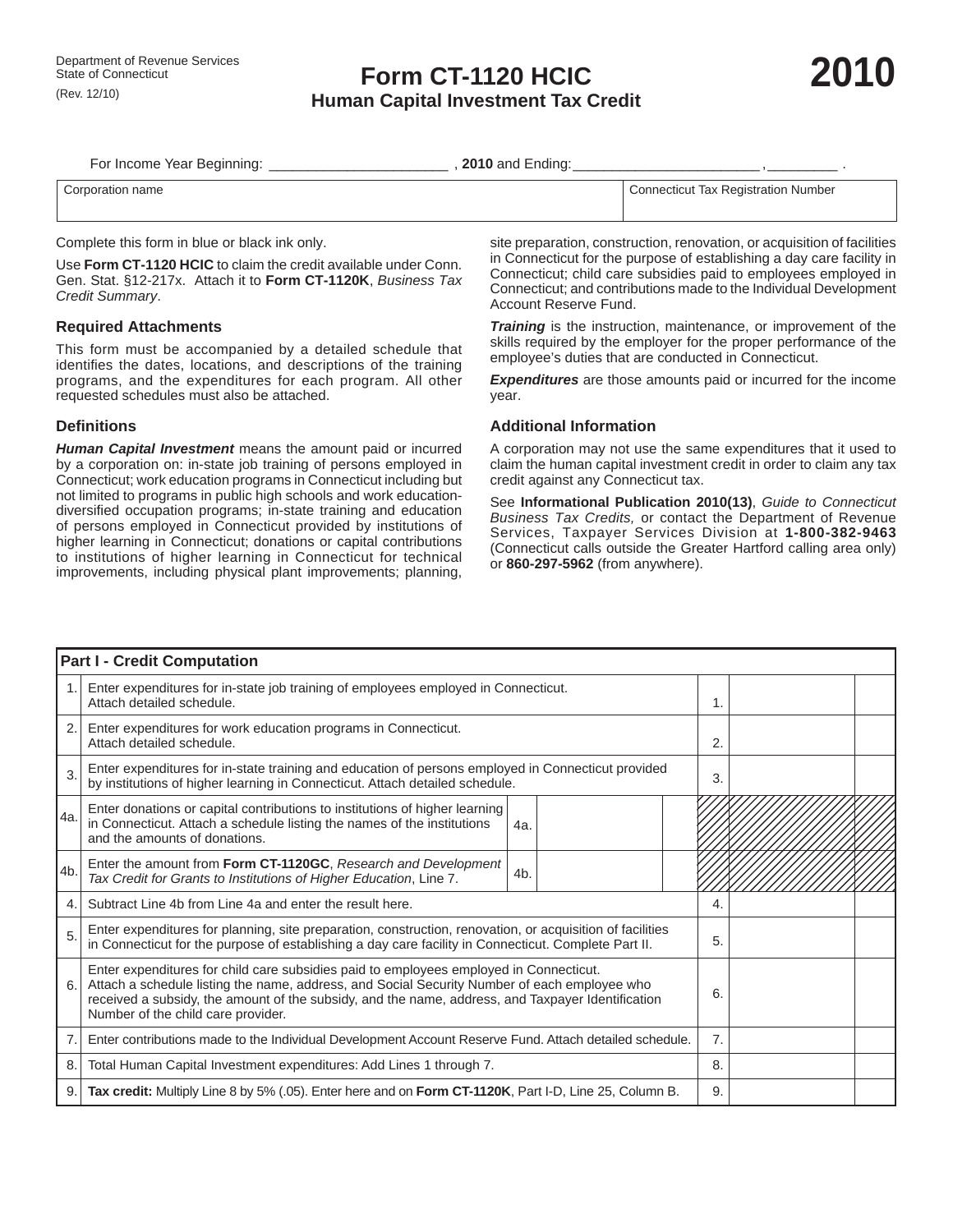Department of Revenue Services
State of Connecticut
(Rev. 12/10)

# Form CT-1120 HCIC

## Human Capital Investment Tax Credit

# 2010

For Income Year Beginning: ______________________ , **2010** and Ending: ________________________ , ________ .

| Corporation name | Connecticut Tax Registration Number |
|---|---|
| | |

Complete this form in blue or black ink only.

Use **Form CT-1120 HCIC** to claim the credit available under Conn. Gen. Stat. §12-217x. Attach it to **Form CT-1120K**, *Business Tax Credit Summary*.

### Required Attachments

This form must be accompanied by a detailed schedule that identifies the dates, locations, and descriptions of the training programs, and the expenditures for each program. All other requested schedules must also be attached.

### Definitions

***Human Capital Investment*** means the amount paid or incurred by a corporation on: in-state job training of persons employed in Connecticut; work education programs in Connecticut including but not limited to programs in public high schools and work education-diversified occupation programs; in-state training and education of persons employed in Connecticut provided by institutions of higher learning in Connecticut; donations or capital contributions to institutions of higher learning in Connecticut for technical improvements, including physical plant improvements; planning, site preparation, construction, renovation, or acquisition of facilities in Connecticut for the purpose of establishing a day care facility in Connecticut; child care subsidies paid to employees employed in Connecticut; and contributions made to the Individual Development Account Reserve Fund.

***Training*** is the instruction, maintenance, or improvement of the skills required by the employer for the proper performance of the employee's duties that are conducted in Connecticut.

***Expenditures*** are those amounts paid or incurred for the income year.

### Additional Information

A corporation may not use the same expenditures that it used to claim the human capital investment credit in order to claim any tax credit against any Connecticut tax.

See **Informational Publication 2010(13)**, *Guide to Connecticut Business Tax Credits,* or contact the Department of Revenue Services, Taxpayer Services Division at **1-800-382-9463** (Connecticut calls outside the Greater Hartford calling area only) or **860-297-5962** (from anywhere).

| **Part I - Credit Computation** | | | | |
|---|---|---|---|---|
| 1. | Enter expenditures for in-state job training of employees employed in Connecticut. Attach detailed schedule. | | 1. | |
| 2. | Enter expenditures for work education programs in Connecticut. Attach detailed schedule. | | 2. | |
| 3. | Enter expenditures for in-state training and education of persons employed in Connecticut provided by institutions of higher learning in Connecticut. Attach detailed schedule. | | 3. | |
| 4a. | Enter donations or capital contributions to institutions of higher learning in Connecticut. Attach a schedule listing the names of the institutions and the amounts of donations. | 4a. | | |
| 4b. | Enter the amount from **Form CT-1120GC**, *Research and Development Tax Credit for Grants to Institutions of Higher Education*, Line 7. | 4b. | | |
| 4. | Subtract Line 4b from Line 4a and enter the result here. | | 4. | |
| 5. | Enter expenditures for planning, site preparation, construction, renovation, or acquisition of facilities in Connecticut for the purpose of establishing a day care facility in Connecticut. Complete Part II. | | 5. | |
| 6. | Enter expenditures for child care subsidies paid to employees employed in Connecticut. Attach a schedule listing the name, address, and Social Security Number of each employee who received a subsidy, the amount of the subsidy, and the name, address, and Taxpayer Identification Number of the child care provider. | | 6. | |
| 7. | Enter contributions made to the Individual Development Account Reserve Fund. Attach detailed schedule. | | 7. | |
| 8. | Total Human Capital Investment expenditures: Add Lines 1 through 7. | | 8. | |
| 9. | **Tax credit:** Multiply Line 8 by 5% (.05). Enter here and on **Form CT-1120K**, Part I-D, Line 25, Column B. | | 9. | |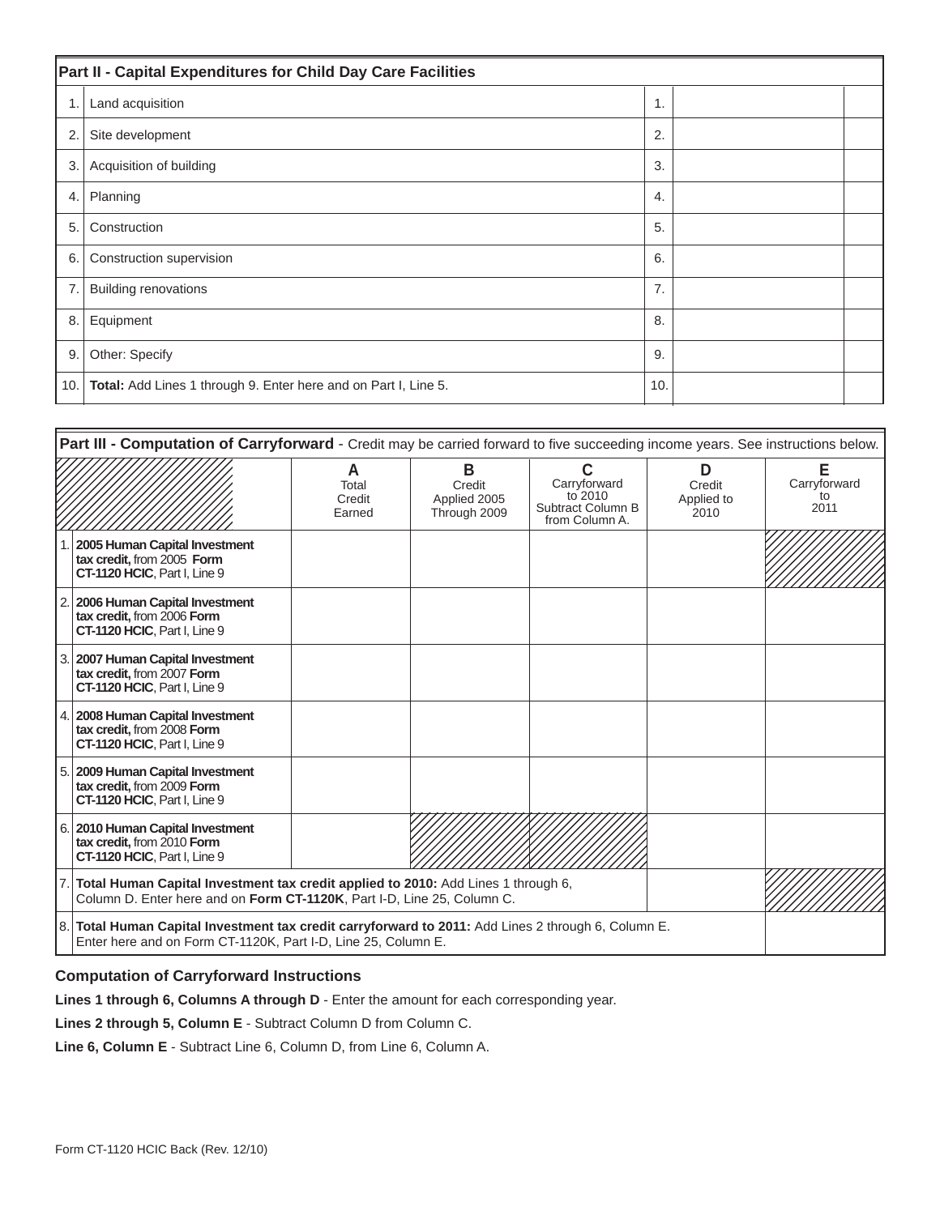| Part II - Capital Expenditures for Child Day Care Facilities | | | | |
|---|---|---|---|---|
| 1. | Land acquisition | 1. | | |
| 2. | Site development | 2. | | |
| 3. | Acquisition of building | 3. | | |
| 4. | Planning | 4. | | |
| 5. | Construction | 5. | | |
| 6. | Construction supervision | 6. | | |
| 7. | Building renovations | 7. | | |
| 8. | Equipment | 8. | | |
| 9. | Other: Specify | 9. | | |
| 10. | **Total:** Add Lines 1 through 9. Enter here and on Part I, Line 5. | 10. | | |

**Part III - Computation of Carryforward** - Credit may be carried forward to five succeeding income years. See instructions below.

| | **A** Total Credit Earned | **B** Credit Applied 2005 Through 2009 | **C** Carryforward to 2010 Subtract Column B from Column A. | **D** Credit Applied to 2010 | **E** Carryforward to 2011 |
|---|---|---|---|---|---|
| 1. **2005 Human Capital Investment tax credit,** from 2005 **Form CT-1120 HCIC**, Part I, Line 9 | | | | | |
| 2. **2006 Human Capital Investment tax credit,** from 2006 **Form CT-1120 HCIC**, Part I, Line 9 | | | | | |
| 3. **2007 Human Capital Investment tax credit,** from 2007 **Form CT-1120 HCIC**, Part I, Line 9 | | | | | |
| 4. **2008 Human Capital Investment tax credit,** from 2008 **Form CT-1120 HCIC**, Part I, Line 9 | | | | | |
| 5. **2009 Human Capital Investment tax credit,** from 2009 **Form CT-1120 HCIC**, Part I, Line 9 | | | | | |
| 6. **2010 Human Capital Investment tax credit,** from 2010 **Form CT-1120 HCIC**, Part I, Line 9 | | | | | |
| 7. **Total Human Capital Investment tax credit applied to 2010:** Add Lines 1 through 6, Column D. Enter here and on **Form CT-1120K**, Part I-D, Line 25, Column C. | | | | | |
| 8. **Total Human Capital Investment tax credit carryforward to 2011:** Add Lines 2 through 6, Column E. Enter here and on Form CT-1120K, Part I-D, Line 25, Column E. | | | | | |

### Computation of Carryforward Instructions

**Lines 1 through 6, Columns A through D** - Enter the amount for each corresponding year.

**Lines 2 through 5, Column E** - Subtract Column D from Column C.

**Line 6, Column E** - Subtract Line 6, Column D, from Line 6, Column A.

Form CT-1120 HCIC Back (Rev. 12/10)